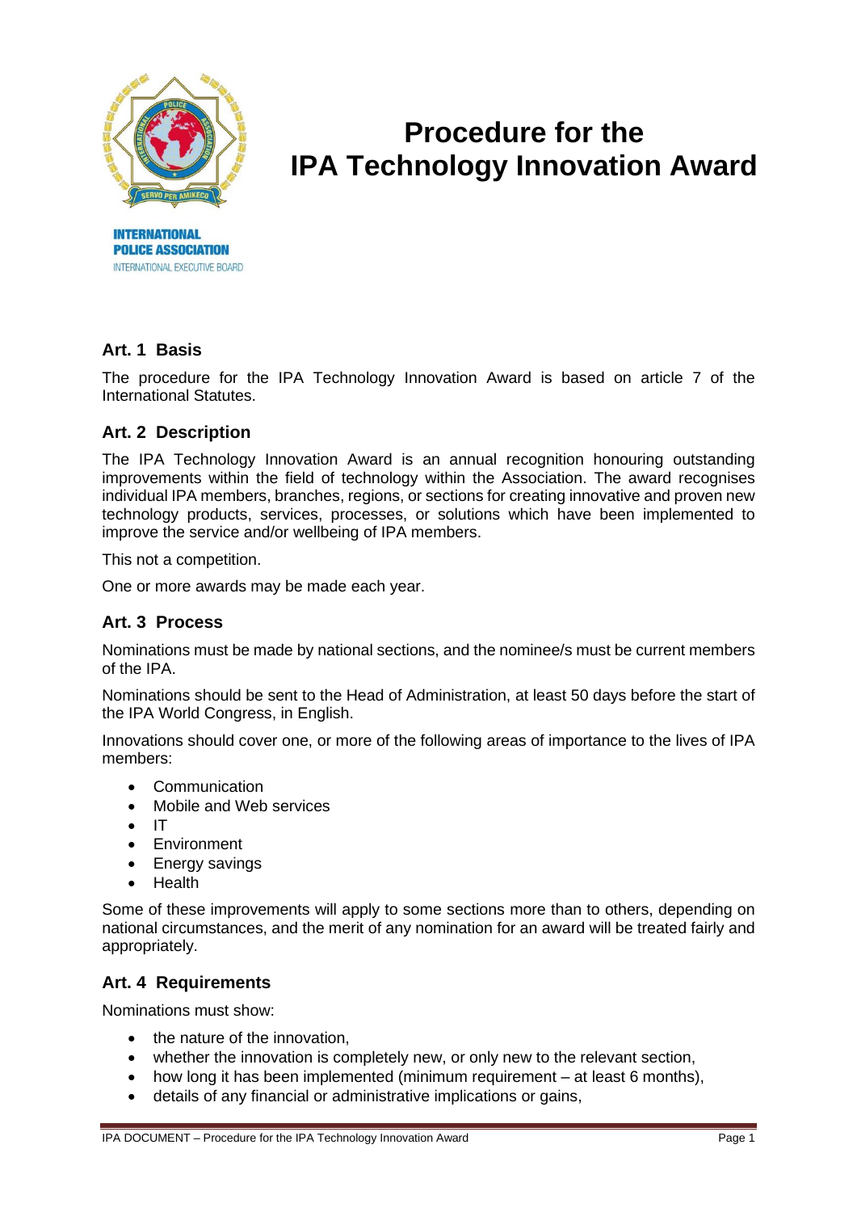INTERNATIONAL POLICE ASSOCIATION
INTERNATIONAL EXECUTIVE BOARD

# Procedure for the IPA Technology Innovation Award

## Art. 1 Basis

The procedure for the IPA Technology Innovation Award is based on article 7 of the International Statutes.

## Art. 2 Description

The IPA Technology Innovation Award is an annual recognition honouring outstanding improvements within the field of technology within the Association. The award recognises individual IPA members, branches, regions, or sections for creating innovative and proven new technology products, services, processes, or solutions which have been implemented to improve the service and/or wellbeing of IPA members.

This not a competition.

One or more awards may be made each year.

## Art. 3 Process

Nominations must be made by national sections, and the nominee/s must be current members of the IPA.

Nominations should be sent to the Head of Administration, at least 50 days before the start of the IPA World Congress, in English.

Innovations should cover one, or more of the following areas of importance to the lives of IPA members:

- Communication
- Mobile and Web services
- IT
- Environment
- Energy savings
- Health

Some of these improvements will apply to some sections more than to others, depending on national circumstances, and the merit of any nomination for an award will be treated fairly and appropriately.

## Art. 4 Requirements

Nominations must show:

- the nature of the innovation,
- whether the innovation is completely new, or only new to the relevant section,
- how long it has been implemented (minimum requirement – at least 6 months),
- details of any financial or administrative implications or gains,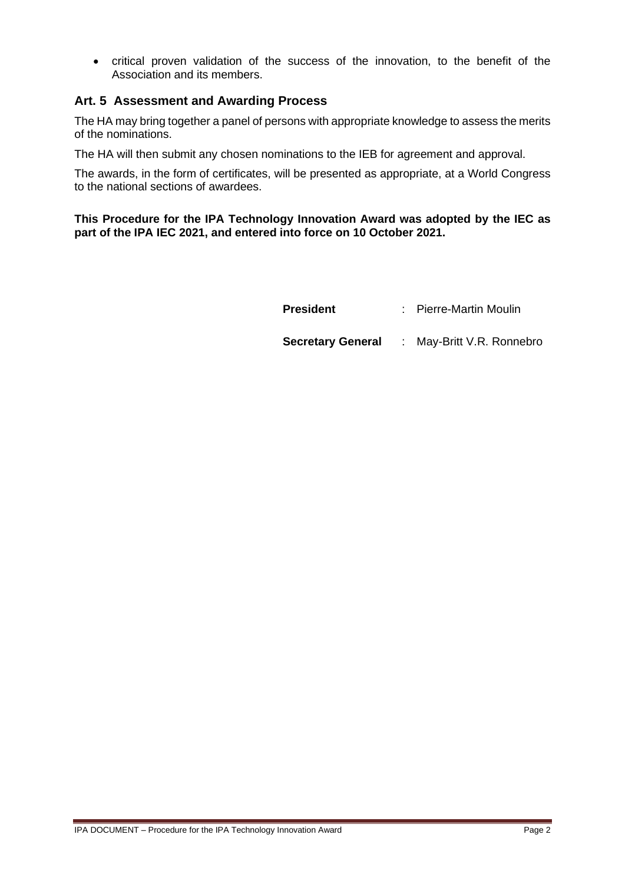- critical proven validation of the success of the innovation, to the benefit of the Association and its members.

## Art. 5 Assessment and Awarding Process

The HA may bring together a panel of persons with appropriate knowledge to assess the merits of the nominations.

The HA will then submit any chosen nominations to the IEB for agreement and approval.

The awards, in the form of certificates, will be presented as appropriate, at a World Congress to the national sections of awardees.

**This Procedure for the IPA Technology Innovation Award was adopted by the IEC as part of the IPA IEC 2021, and entered into force on 10 October 2021.**

| | | |
|---|---|---|
| **President** | : | Pierre-Martin Moulin |
| **Secretary General** | : | May-Britt V.R. Ronnebro |